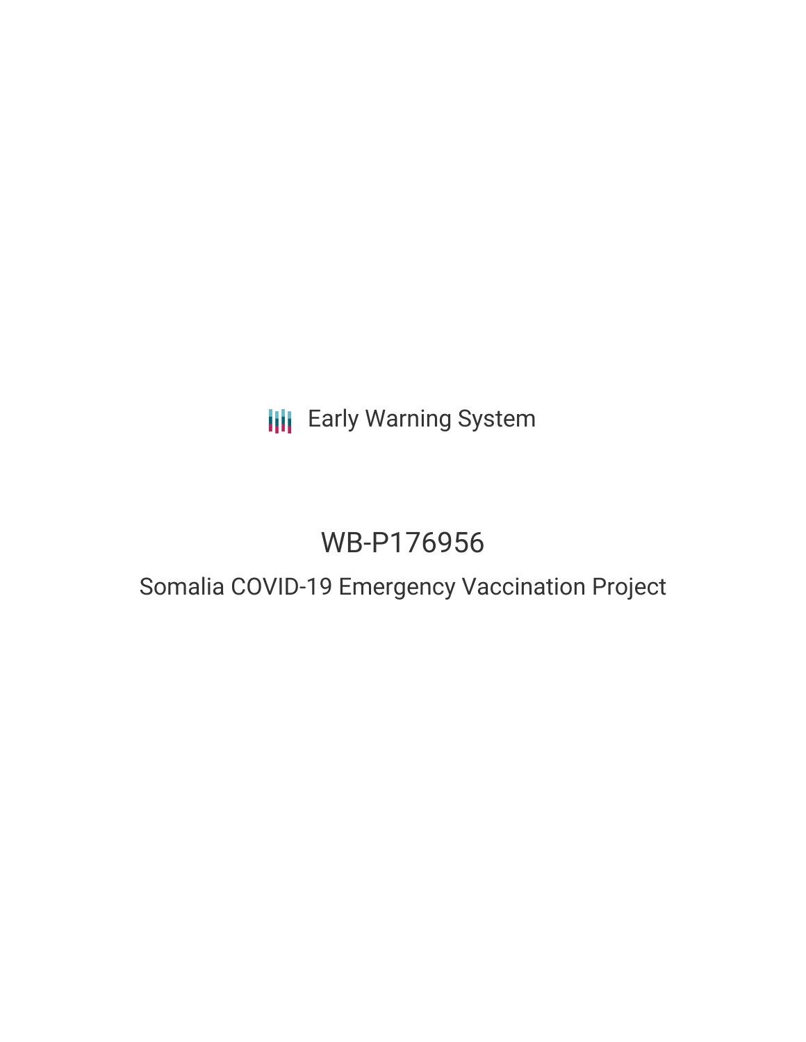Early Warning System

# WB-P176956

## Somalia COVID-19 Emergency Vaccination Project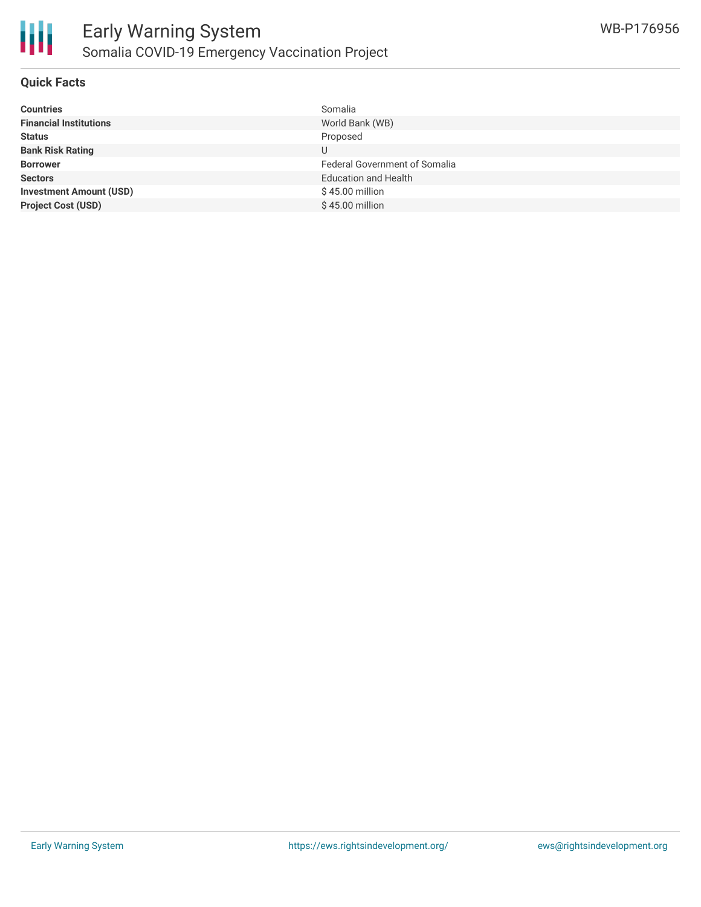## Quick Facts

| | |
|---|---|
| **Countries** | Somalia |
| **Financial Institutions** | World Bank (WB) |
| **Status** | Proposed |
| **Bank Risk Rating** | U |
| **Borrower** | Federal Government of Somalia |
| **Sectors** | Education and Health |
| **Investment Amount (USD)** | $ 45.00 million |
| **Project Cost (USD)** | $ 45.00 million |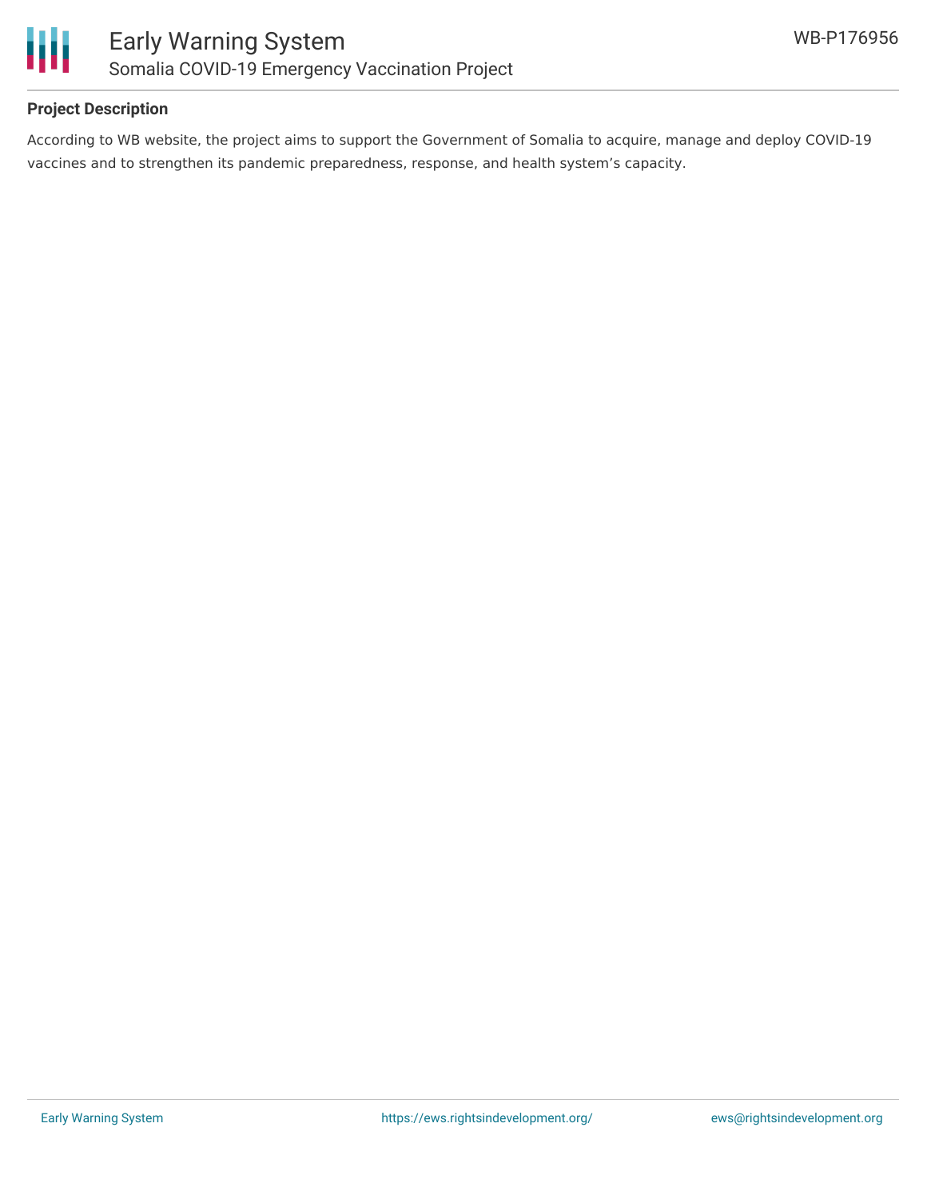### Project Description

According to WB website, the project aims to support the Government of Somalia to acquire, manage and deploy COVID-19 vaccines and to strengthen its pandemic preparedness, response, and health system's capacity.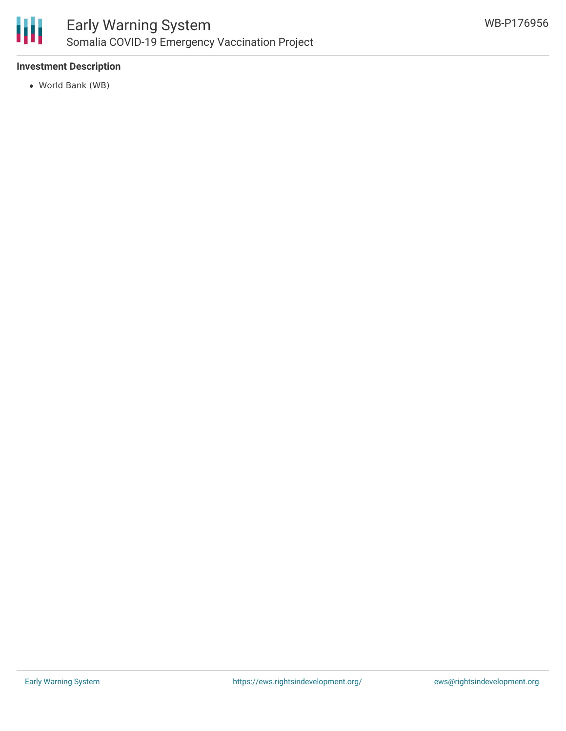### Investment Description

- World Bank (WB)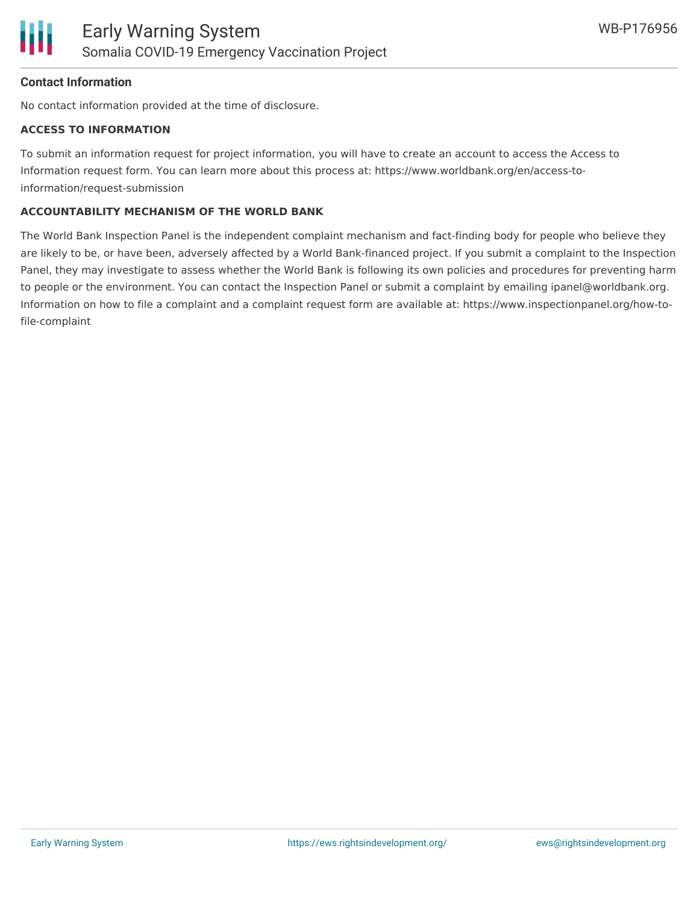**Contact Information**

No contact information provided at the time of disclosure.

**ACCESS TO INFORMATION**

To submit an information request for project information, you will have to create an account to access the Access to Information request form. You can learn more about this process at: https://www.worldbank.org/en/access-to-information/request-submission

**ACCOUNTABILITY MECHANISM OF THE WORLD BANK**

The World Bank Inspection Panel is the independent complaint mechanism and fact-finding body for people who believe they are likely to be, or have been, adversely affected by a World Bank-financed project. If you submit a complaint to the Inspection Panel, they may investigate to assess whether the World Bank is following its own policies and procedures for preventing harm to people or the environment. You can contact the Inspection Panel or submit a complaint by emailing ipanel@worldbank.org. Information on how to file a complaint and a complaint request form are available at: https://www.inspectionpanel.org/how-to-file-complaint